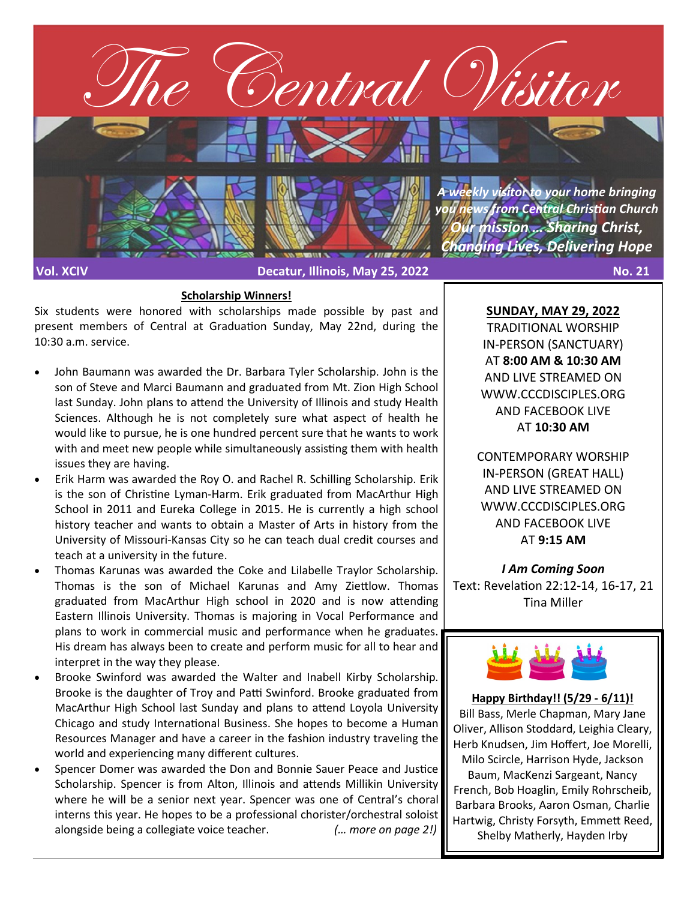# The Central Visitor

*A weekly visitor to your home bringing you news from Central Christian Church*

***Our mission … Sharing Christ, Changing Lives, Delivering Hope***

**Vol. XCIV** — **Decatur, Illinois, May 25, 2022** — **No. 21**

## Scholarship Winners!

Six students were honored with scholarships made possible by past and present members of Central at Graduation Sunday, May 22nd, during the 10:30 a.m. service.

- John Baumann was awarded the Dr. Barbara Tyler Scholarship. John is the son of Steve and Marci Baumann and graduated from Mt. Zion High School last Sunday. John plans to attend the University of Illinois and study Health Sciences. Although he is not completely sure what aspect of health he would like to pursue, he is one hundred percent sure that he wants to work with and meet new people while simultaneously assisting them with health issues they are having.
- Erik Harm was awarded the Roy O. and Rachel R. Schilling Scholarship. Erik is the son of Christine Lyman-Harm. Erik graduated from MacArthur High School in 2011 and Eureka College in 2015. He is currently a high school history teacher and wants to obtain a Master of Arts in history from the University of Missouri-Kansas City so he can teach dual credit courses and teach at a university in the future.
- Thomas Karunas was awarded the Coke and Lilabelle Traylor Scholarship. Thomas is the son of Michael Karunas and Amy Ziettlow. Thomas graduated from MacArthur High school in 2020 and is now attending Eastern Illinois University. Thomas is majoring in Vocal Performance and plans to work in commercial music and performance when he graduates. His dream has always been to create and perform music for all to hear and interpret in the way they please.
- Brooke Swinford was awarded the Walter and Inabell Kirby Scholarship. Brooke is the daughter of Troy and Patti Swinford. Brooke graduated from MacArthur High School last Sunday and plans to attend Loyola University Chicago and study International Business. She hopes to become a Human Resources Manager and have a career in the fashion industry traveling the world and experiencing many different cultures.
- Spencer Domer was awarded the Don and Bonnie Sauer Peace and Justice Scholarship. Spencer is from Alton, Illinois and attends Millikin University where he will be a senior next year. Spencer was one of Central's choral interns this year. He hopes to be a professional chorister/orchestral soloist alongside being a collegiate voice teacher. *(… more on page 2!)*

**SUNDAY, MAY 29, 2022**

TRADITIONAL WORSHIP IN-PERSON (SANCTUARY) AT **8:00 AM & 10:30 AM** AND LIVE STREAMED ON WWW.CCCDISCIPLES.ORG AND FACEBOOK LIVE AT **10:30 AM**

CONTEMPORARY WORSHIP IN-PERSON (GREAT HALL) AND LIVE STREAMED ON WWW.CCCDISCIPLES.ORG AND FACEBOOK LIVE AT **9:15 AM**

***I Am Coming Soon***

Text: Revelation 22:12-14, 16-17, 21

Tina Miller

**Happy Birthday!! (5/29 - 6/11)!**

Bill Bass, Merle Chapman, Mary Jane Oliver, Allison Stoddard, Leighia Cleary, Herb Knudsen, Jim Hoffert, Joe Morelli, Milo Scircle, Harrison Hyde, Jackson Baum, MacKenzi Sargeant, Nancy French, Bob Hoaglin, Emily Rohrscheib, Barbara Brooks, Aaron Osman, Charlie Hartwig, Christy Forsyth, Emmett Reed, Shelby Matherly, Hayden Irby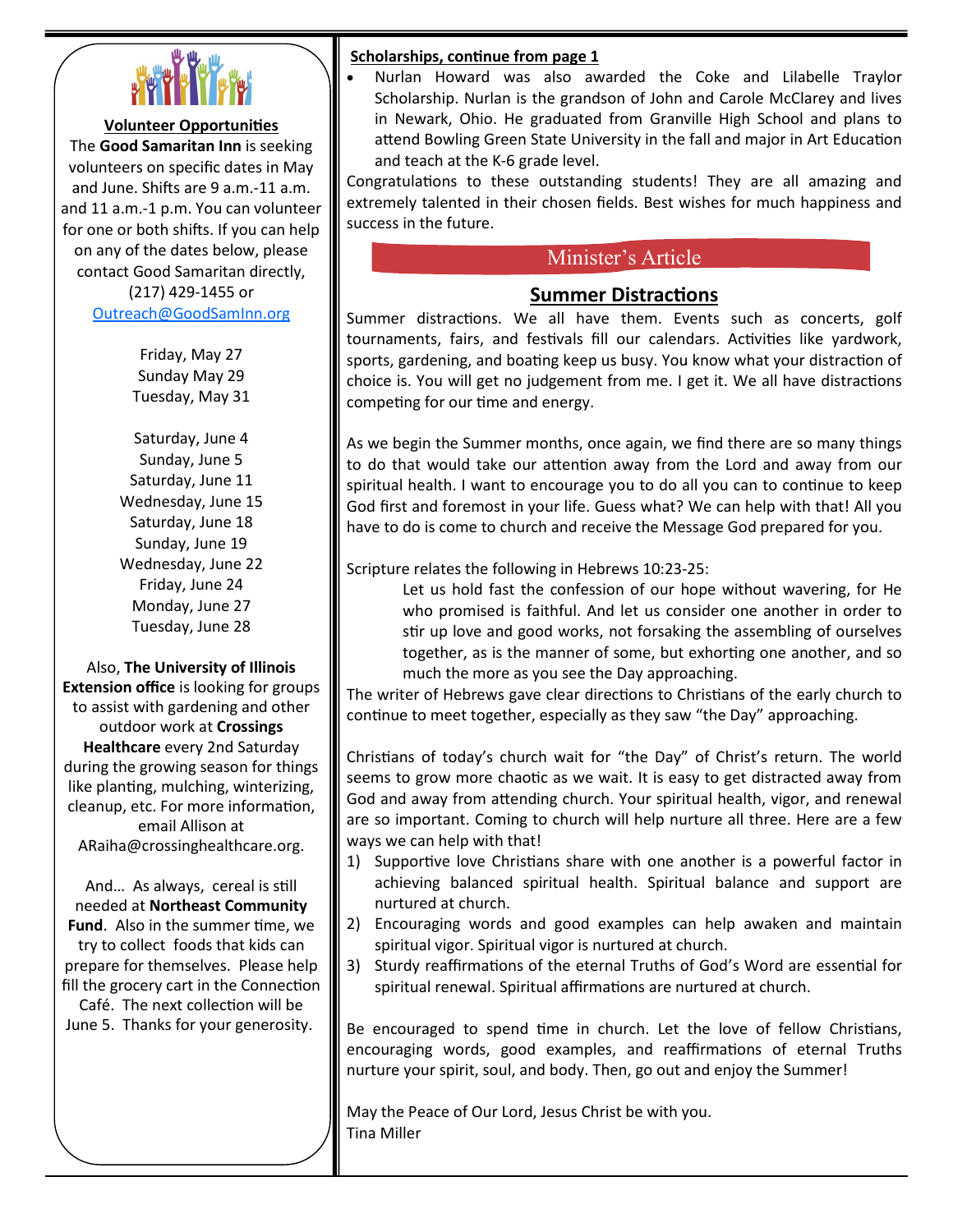**Volunteer Opportunities**

The **Good Samaritan Inn** is seeking volunteers on specific dates in May and June. Shifts are 9 a.m.-11 a.m. and 11 a.m.-1 p.m. You can volunteer for one or both shifts. If you can help on any of the dates below, please contact Good Samaritan directly, (217) 429-1455 or Outreach@GoodSamInn.org

Friday, May 27
Sunday May 29
Tuesday, May 31

Saturday, June 4
Sunday, June 5
Saturday, June 11
Wednesday, June 15
Saturday, June 18
Sunday, June 19
Wednesday, June 22
Friday, June 24
Monday, June 27
Tuesday, June 28

Also, **The University of Illinois Extension office** is looking for groups to assist with gardening and other outdoor work at **Crossings Healthcare** every 2nd Saturday during the growing season for things like planting, mulching, winterizing, cleanup, etc. For more information, email Allison at ARaiha@crossinghealthcare.org.

And… As always, cereal is still needed at **Northeast Community Fund**. Also in the summer time, we try to collect foods that kids can prepare for themselves. Please help fill the grocery cart in the Connection Café. The next collection will be June 5. Thanks for your generosity.

**Scholarships, continue from page 1**

- Nurlan Howard was also awarded the Coke and Lilabelle Traylor Scholarship. Nurlan is the grandson of John and Carole McClarey and lives in Newark, Ohio. He graduated from Granville High School and plans to attend Bowling Green State University in the fall and major in Art Education and teach at the K-6 grade level.

Congratulations to these outstanding students! They are all amazing and extremely talented in their chosen fields. Best wishes for much happiness and success in the future.

## Minister's Article

### Summer Distractions

Summer distractions. We all have them. Events such as concerts, golf tournaments, fairs, and festivals fill our calendars. Activities like yardwork, sports, gardening, and boating keep us busy. You know what your distraction of choice is. You will get no judgement from me. I get it. We all have distractions competing for our time and energy.

As we begin the Summer months, once again, we find there are so many things to do that would take our attention away from the Lord and away from our spiritual health. I want to encourage you to do all you can to continue to keep God first and foremost in your life. Guess what? We can help with that! All you have to do is come to church and receive the Message God prepared for you.

Scripture relates the following in Hebrews 10:23-25:

> Let us hold fast the confession of our hope without wavering, for He who promised is faithful. And let us consider one another in order to stir up love and good works, not forsaking the assembling of ourselves together, as is the manner of some, but exhorting one another, and so much the more as you see the Day approaching.

The writer of Hebrews gave clear directions to Christians of the early church to continue to meet together, especially as they saw "the Day" approaching.

Christians of today's church wait for "the Day" of Christ's return. The world seems to grow more chaotic as we wait. It is easy to get distracted away from God and away from attending church. Your spiritual health, vigor, and renewal are so important. Coming to church will help nurture all three. Here are a few ways we can help with that!

1) Supportive love Christians share with one another is a powerful factor in achieving balanced spiritual health. Spiritual balance and support are nurtured at church.
2) Encouraging words and good examples can help awaken and maintain spiritual vigor. Spiritual vigor is nurtured at church.
3) Sturdy reaffirmations of the eternal Truths of God's Word are essential for spiritual renewal. Spiritual affirmations are nurtured at church.

Be encouraged to spend time in church. Let the love of fellow Christians, encouraging words, good examples, and reaffirmations of eternal Truths nurture your spirit, soul, and body. Then, go out and enjoy the Summer!

May the Peace of Our Lord, Jesus Christ be with you.
Tina Miller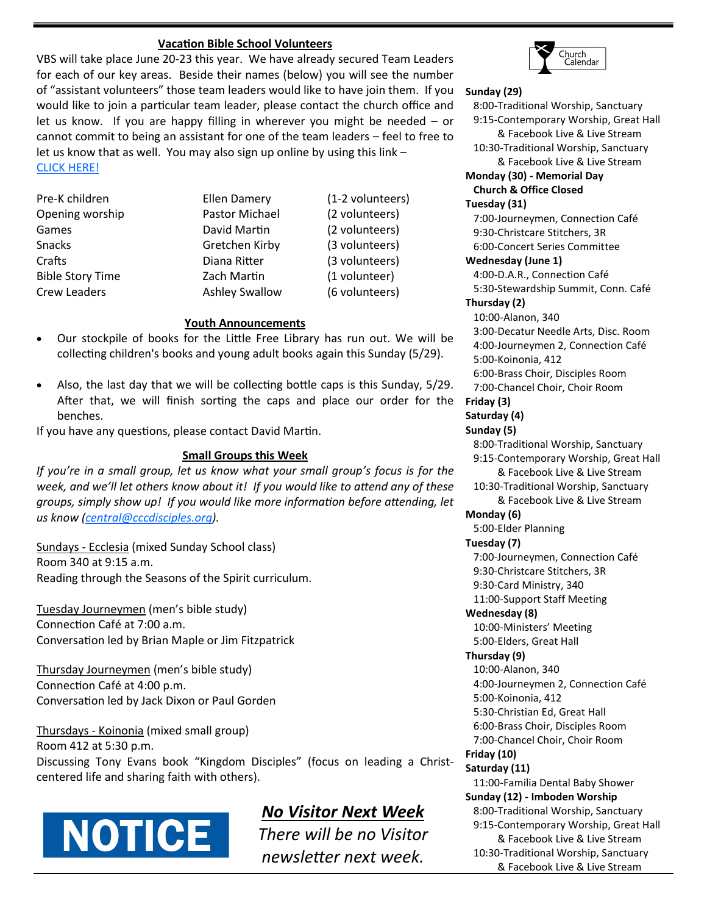## Vacation Bible School Volunteers

VBS will take place June 20-23 this year. We have already secured Team Leaders for each of our key areas. Beside their names (below) you will see the number of "assistant volunteers" those team leaders would like to have join them. If you would like to join a particular team leader, please contact the church office and let us know. If you are happy filling in wherever you might be needed – or cannot commit to being an assistant for one of the team leaders – feel to free to let us know that as well. You may also sign up online by using this link – CLICK HERE!

| | | |
|---|---|---|
| Pre-K children | Ellen Damery | (1-2 volunteers) |
| Opening worship | Pastor Michael | (2 volunteers) |
| Games | David Martin | (2 volunteers) |
| Snacks | Gretchen Kirby | (3 volunteers) |
| Crafts | Diana Ritter | (3 volunteers) |
| Bible Story Time | Zach Martin | (1 volunteer) |
| Crew Leaders | Ashley Swallow | (6 volunteers) |

## Youth Announcements

- Our stockpile of books for the Little Free Library has run out. We will be collecting children's books and young adult books again this Sunday (5/29).
- Also, the last day that we will be collecting bottle caps is this Sunday, 5/29. After that, we will finish sorting the caps and place our order for the benches.

If you have any questions, please contact David Martin.

## Small Groups this Week

*If you're in a small group, let us know what your small group's focus is for the week, and we'll let others know about it! If you would like to attend any of these groups, simply show up! If you would like more information before attending, let us know (central@cccdisciples.org).*

Sundays - Ecclesia (mixed Sunday School class)
Room 340 at 9:15 a.m.
Reading through the Seasons of the Spirit curriculum.

Tuesday Journeymen (men's bible study)
Connection Café at 7:00 a.m.
Conversation led by Brian Maple or Jim Fitzpatrick

Thursday Journeymen (men's bible study)
Connection Café at 4:00 p.m.
Conversation led by Jack Dixon or Paul Gorden

Thursdays - Koinonia (mixed small group)
Room 412 at 5:30 p.m.
Discussing Tony Evans book "Kingdom Disciples" (focus on leading a Christ-centered life and sharing faith with others).

**NOTICE**

***No Visitor Next Week***

*There will be no Visitor newsletter next week.*

## Church Calendar

**Sunday (29)**
8:00-Traditional Worship, Sanctuary
9:15-Contemporary Worship, Great Hall & Facebook Live & Live Stream
10:30-Traditional Worship, Sanctuary & Facebook Live & Live Stream

**Monday (30) - Memorial Day**
**Church & Office Closed**

**Tuesday (31)**
7:00-Journeymen, Connection Café
9:30-Christcare Stitchers, 3R
6:00-Concert Series Committee

**Wednesday (June 1)**
4:00-D.A.R., Connection Café
5:30-Stewardship Summit, Conn. Café

**Thursday (2)**
10:00-Alanon, 340
3:00-Decatur Needle Arts, Disc. Room
4:00-Journeymen 2, Connection Café
5:00-Koinonia, 412
6:00-Brass Choir, Disciples Room
7:00-Chancel Choir, Choir Room

**Friday (3)**

**Saturday (4)**

**Sunday (5)**
8:00-Traditional Worship, Sanctuary
9:15-Contemporary Worship, Great Hall & Facebook Live & Live Stream
10:30-Traditional Worship, Sanctuary & Facebook Live & Live Stream

**Monday (6)**
5:00-Elder Planning

**Tuesday (7)**
7:00-Journeymen, Connection Café
9:30-Christcare Stitchers, 3R
9:30-Card Ministry, 340
11:00-Support Staff Meeting

**Wednesday (8)**
10:00-Ministers' Meeting
5:00-Elders, Great Hall

**Thursday (9)**
10:00-Alanon, 340
4:00-Journeymen 2, Connection Café
5:00-Koinonia, 412
5:30-Christian Ed, Great Hall
6:00-Brass Choir, Disciples Room
7:00-Chancel Choir, Choir Room

**Friday (10)**

**Saturday (11)**
11:00-Familia Dental Baby Shower

**Sunday (12) - Imboden Worship**
8:00-Traditional Worship, Sanctuary
9:15-Contemporary Worship, Great Hall & Facebook Live & Live Stream
10:30-Traditional Worship, Sanctuary & Facebook Live & Live Stream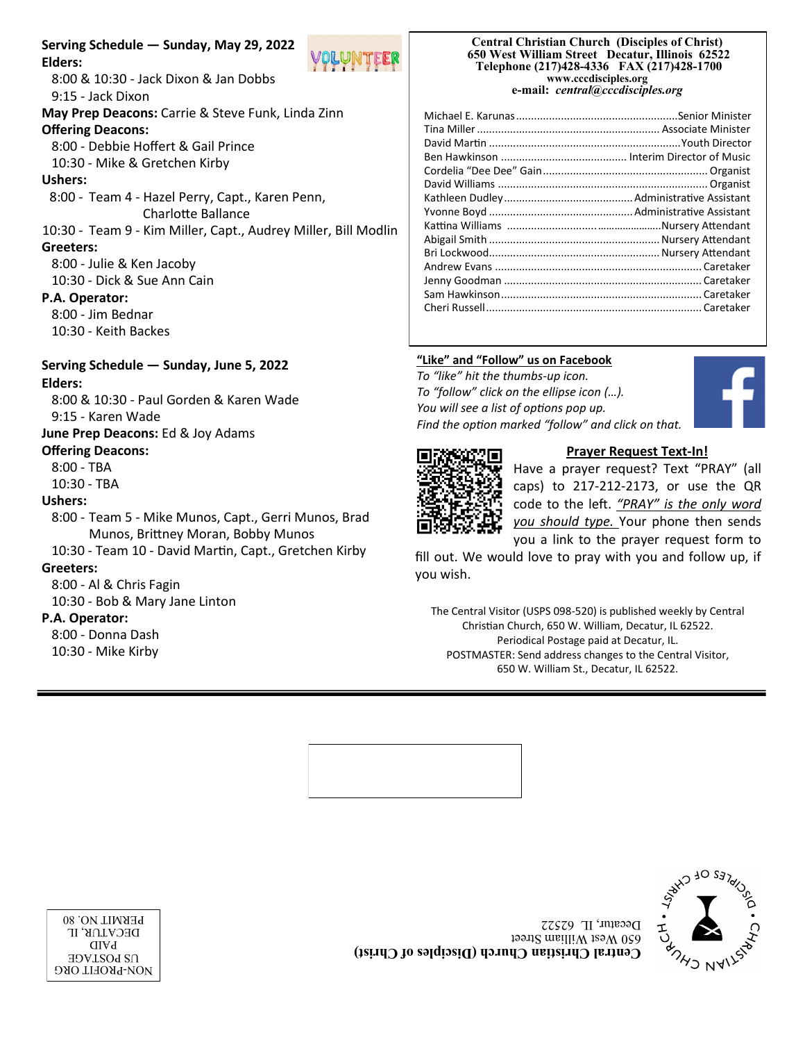**Serving Schedule — Sunday, May 29, 2022**

**Elders:**
8:00 & 10:30 - Jack Dixon & Jan Dobbs
9:15 - Jack Dixon

**May Prep Deacons:** Carrie & Steve Funk, Linda Zinn

**Offering Deacons:**
8:00 - Debbie Hoffert & Gail Prince
10:30 - Mike & Gretchen Kirby

**Ushers:**
8:00 - Team 4 - Hazel Perry, Capt., Karen Penn, Charlotte Ballance
10:30 - Team 9 - Kim Miller, Capt., Audrey Miller, Bill Modlin

**Greeters:**
8:00 - Julie & Ken Jacoby
10:30 - Dick & Sue Ann Cain

**P.A. Operator:**
8:00 - Jim Bednar
10:30 - Keith Backes

**Serving Schedule — Sunday, June 5, 2022**

**Elders:**
8:00 & 10:30 - Paul Gorden & Karen Wade
9:15 - Karen Wade

**June Prep Deacons:** Ed & Joy Adams

**Offering Deacons:**
8:00 - TBA
10:30 - TBA

**Ushers:**
8:00 - Team 5 - Mike Munos, Capt., Gerri Munos, Brad Munos, Brittney Moran, Bobby Munos
10:30 - Team 10 - David Martin, Capt., Gretchen Kirby

**Greeters:**
8:00 - Al & Chris Fagin
10:30 - Bob & Mary Jane Linton

**P.A. Operator:**
8:00 - Donna Dash
10:30 - Mike Kirby

**Central Christian Church (Disciples of Christ)**
**650 West William Street Decatur, Illinois 62522**
**Telephone (217)428-4336 FAX (217)428-1700**
**www.cccdisciples.org**
**e-mail:** *central@cccdisciples.org*

| | |
|---|---|
| Michael E. Karunas | Senior Minister |
| Tina Miller | Associate Minister |
| David Martin | Youth Director |
| Ben Hawkinson | Interim Director of Music |
| Cordelia “Dee Dee” Gain | Organist |
| David Williams | Organist |
| Kathleen Dudley | Administrative Assistant |
| Yvonne Boyd | Administrative Assistant |
| Kattina Williams | Nursery Attendant |
| Abigail Smith | Nursery Attendant |
| Bri Lockwood | Nursery Attendant |
| Andrew Evans | Caretaker |
| Jenny Goodman | Caretaker |
| Sam Hawkinson | Caretaker |
| Cheri Russell | Caretaker |

**“Like” and “Follow” us on Facebook**

*To “like” hit the thumbs-up icon.*
*To “follow” click on the ellipse icon (…).*
*You will see a list of options pop up.*
*Find the option marked “follow” and click on that.*

**Prayer Request Text-In!**

Have a prayer request? Text “PRAY” (all caps) to 217-212-2173, or use the QR code to the left. *“PRAY” is the only word you should type.* Your phone then sends you a link to the prayer request form to fill out. We would love to pray with you and follow up, if you wish.

The Central Visitor (USPS 098-520) is published weekly by Central Christian Church, 650 W. William, Decatur, IL 62522.
Periodical Postage paid at Decatur, IL.
POSTMASTER: Send address changes to the Central Visitor, 650 W. William St., Decatur, IL 62522.

**Central Christian Church (Disciples of Christ)**
650 West William Street
Decatur, IL 62522

NON-PROFIT ORG
US POSTAGE
PAID
DECATUR, IL
PERMIT NO. 80